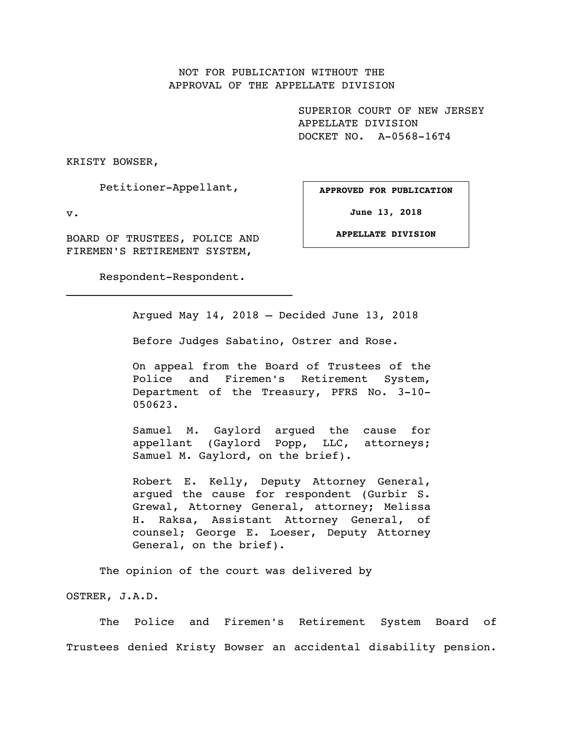NOT FOR PUBLICATION WITHOUT THE
APPROVAL OF THE APPELLATE DIVISION

SUPERIOR COURT OF NEW JERSEY
APPELLATE DIVISION
DOCKET NO. A-0568-16T4

KRISTY BOWSER,

Petitioner-Appellant,

v.

BOARD OF TRUSTEES, POLICE AND
FIREMEN'S RETIREMENT SYSTEM,

Respondent-Respondent.

**APPROVED FOR PUBLICATION**

**June 13, 2018**

**APPELLATE DIVISION**

---

Argued May 14, 2018 – Decided June 13, 2018

Before Judges Sabatino, Ostrer and Rose.

On appeal from the Board of Trustees of the Police and Firemen's Retirement System, Department of the Treasury, PFRS No. 3-10-050623.

Samuel M. Gaylord argued the cause for appellant (Gaylord Popp, LLC, attorneys; Samuel M. Gaylord, on the brief).

Robert E. Kelly, Deputy Attorney General, argued the cause for respondent (Gurbir S. Grewal, Attorney General, attorney; Melissa H. Raksa, Assistant Attorney General, of counsel; George E. Loeser, Deputy Attorney General, on the brief).

The opinion of the court was delivered by

OSTRER, J.A.D.

The Police and Firemen's Retirement System Board of Trustees denied Kristy Bowser an accidental disability pension.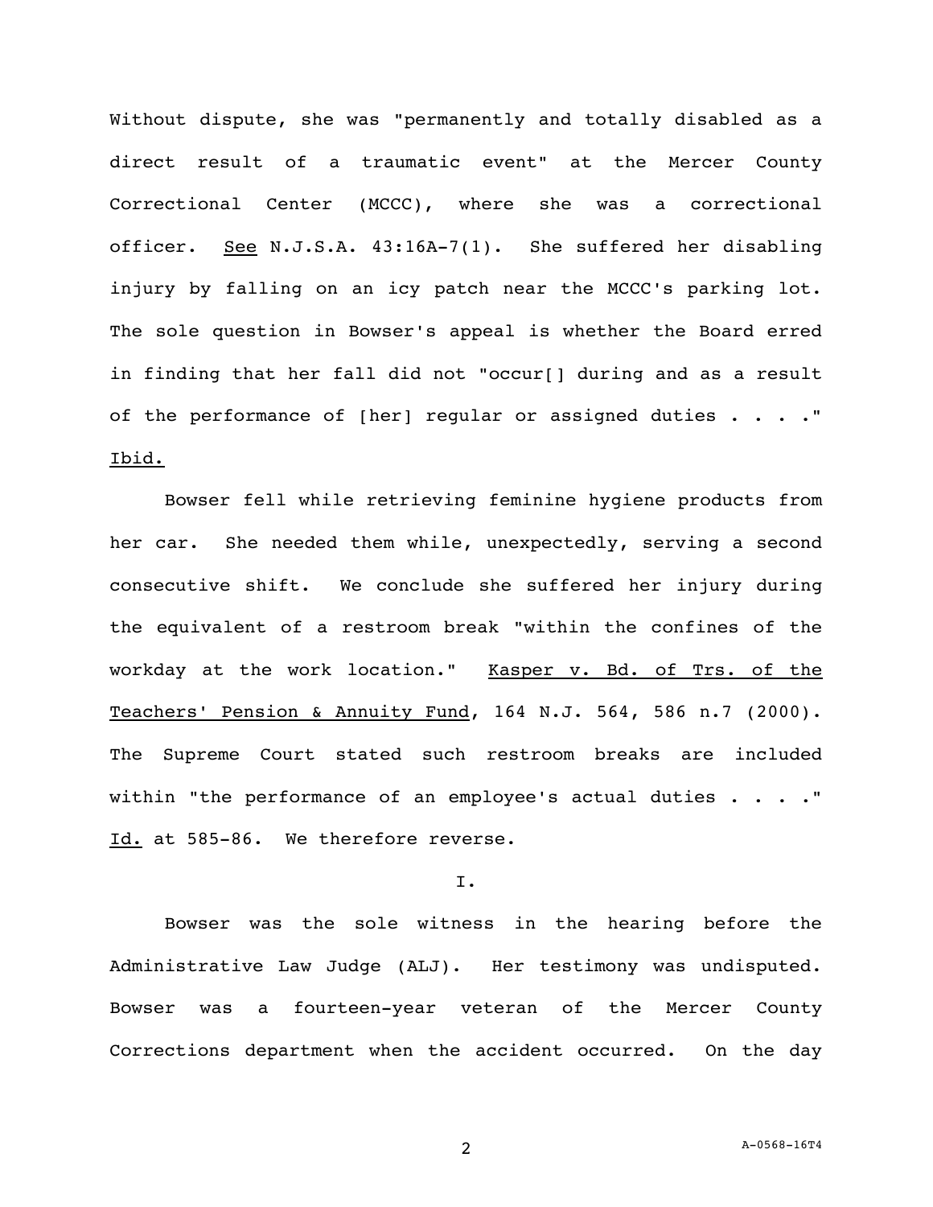Without dispute, she was "permanently and totally disabled as a direct result of a traumatic event" at the Mercer County Correctional Center (MCCC), where she was a correctional officer. See N.J.S.A. 43:16A-7(1). She suffered her disabling injury by falling on an icy patch near the MCCC's parking lot. The sole question in Bowser's appeal is whether the Board erred in finding that her fall did not "occur[] during and as a result of the performance of [her] regular or assigned duties . . . ." Ibid.

Bowser fell while retrieving feminine hygiene products from her car. She needed them while, unexpectedly, serving a second consecutive shift. We conclude she suffered her injury during the equivalent of a restroom break "within the confines of the workday at the work location." Kasper v. Bd. of Trs. of the Teachers' Pension & Annuity Fund, 164 N.J. 564, 586 n.7 (2000). The Supreme Court stated such restroom breaks are included within "the performance of an employee's actual duties . . . ." Id. at 585-86. We therefore reverse.

## I.

Bowser was the sole witness in the hearing before the Administrative Law Judge (ALJ). Her testimony was undisputed. Bowser was a fourteen-year veteran of the Mercer County Corrections department when the accident occurred. On the day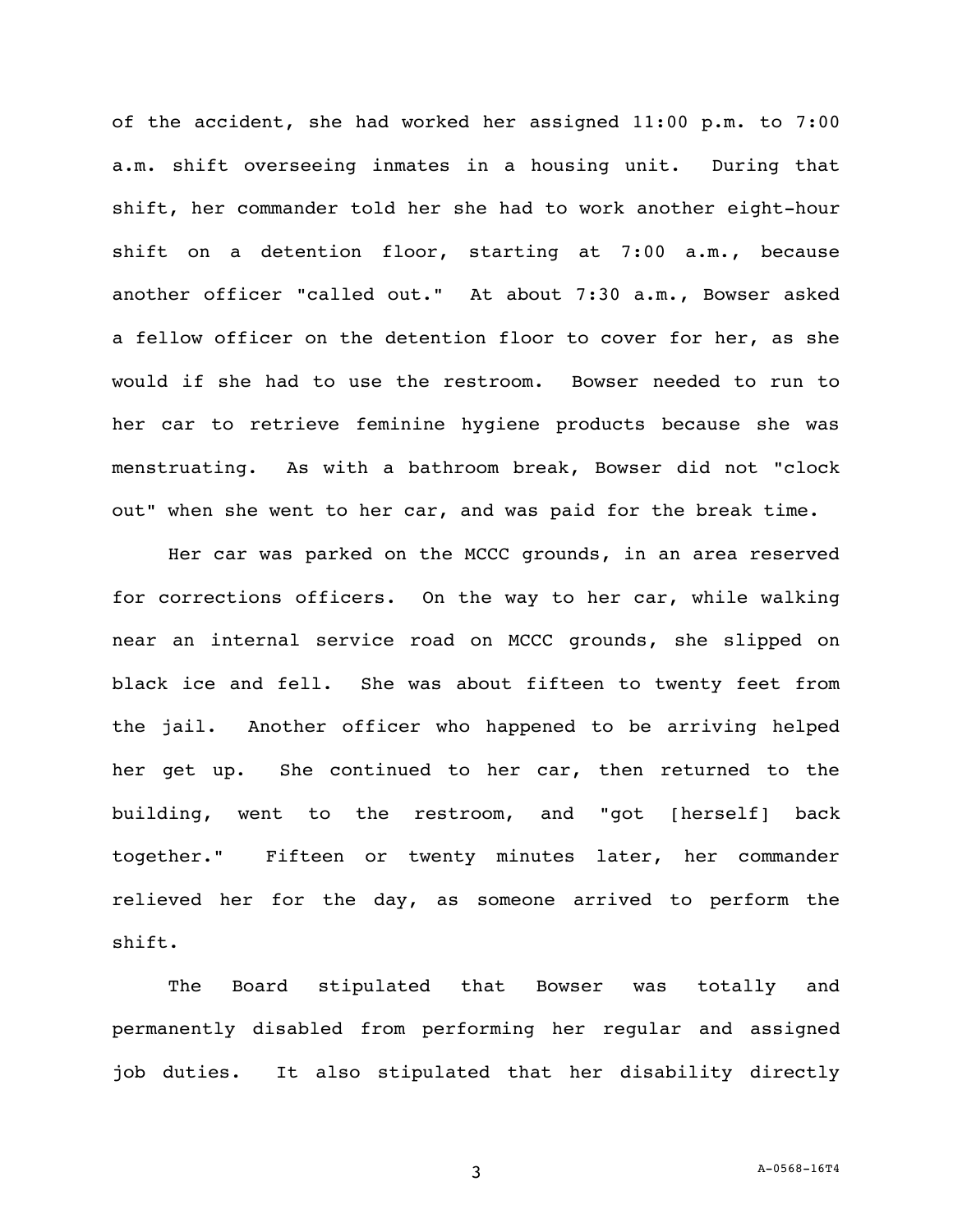of the accident, she had worked her assigned 11:00 p.m. to 7:00 a.m. shift overseeing inmates in a housing unit. During that shift, her commander told her she had to work another eight-hour shift on a detention floor, starting at 7:00 a.m., because another officer "called out." At about 7:30 a.m., Bowser asked a fellow officer on the detention floor to cover for her, as she would if she had to use the restroom. Bowser needed to run to her car to retrieve feminine hygiene products because she was menstruating. As with a bathroom break, Bowser did not "clock out" when she went to her car, and was paid for the break time.

Her car was parked on the MCCC grounds, in an area reserved for corrections officers. On the way to her car, while walking near an internal service road on MCCC grounds, she slipped on black ice and fell. She was about fifteen to twenty feet from the jail. Another officer who happened to be arriving helped her get up. She continued to her car, then returned to the building, went to the restroom, and "got [herself] back together." Fifteen or twenty minutes later, her commander relieved her for the day, as someone arrived to perform the shift.

The Board stipulated that Bowser was totally and permanently disabled from performing her regular and assigned job duties. It also stipulated that her disability directly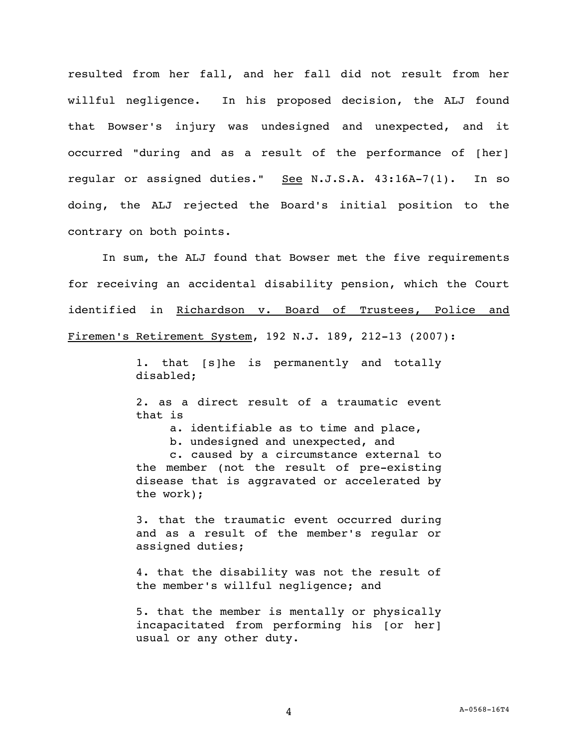resulted from her fall, and her fall did not result from her willful negligence. In his proposed decision, the ALJ found that Bowser's injury was undesigned and unexpected, and it occurred "during and as a result of the performance of [her] regular or assigned duties." See N.J.S.A. 43:16A-7(1). In so doing, the ALJ rejected the Board's initial position to the contrary on both points.

In sum, the ALJ found that Bowser met the five requirements for receiving an accidental disability pension, which the Court identified in Richardson v. Board of Trustees, Police and Firemen's Retirement System, 192 N.J. 189, 212-13 (2007):

> 1. that [s]he is permanently and totally disabled;
>
> 2. as a direct result of a traumatic event that is
>
>     a. identifiable as to time and place,
>
>     b. undesigned and unexpected, and
>
>     c. caused by a circumstance external to the member (not the result of pre-existing disease that is aggravated or accelerated by the work);
>
> 3. that the traumatic event occurred during and as a result of the member's regular or assigned duties;
>
> 4. that the disability was not the result of the member's willful negligence; and
>
> 5. that the member is mentally or physically incapacitated from performing his [or her] usual or any other duty.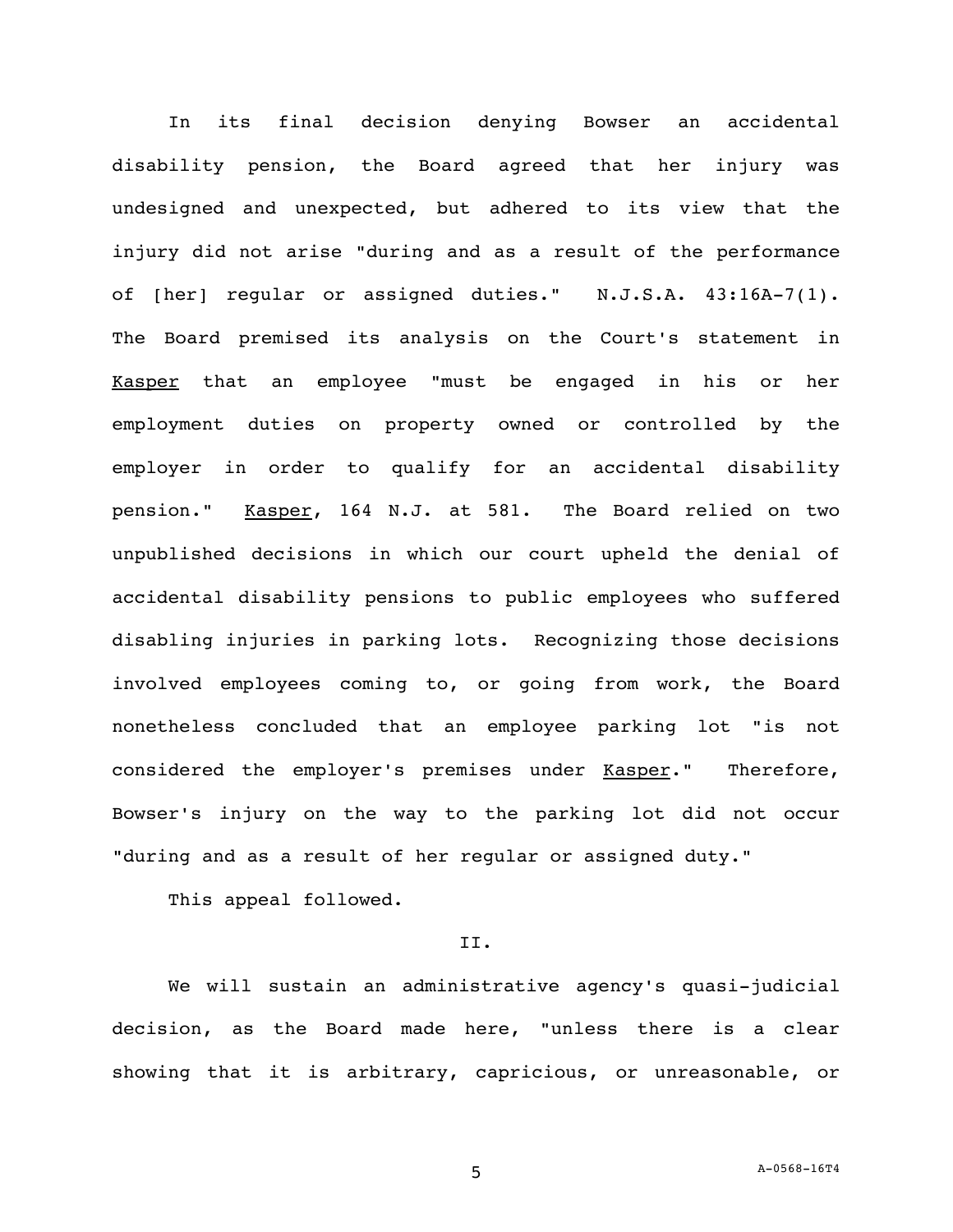In its final decision denying Bowser an accidental disability pension, the Board agreed that her injury was undesigned and unexpected, but adhered to its view that the injury did not arise "during and as a result of the performance of [her] regular or assigned duties." N.J.S.A. 43:16A-7(1). The Board premised its analysis on the Court's statement in Kasper that an employee "must be engaged in his or her employment duties on property owned or controlled by the employer in order to qualify for an accidental disability pension." Kasper, 164 N.J. at 581. The Board relied on two unpublished decisions in which our court upheld the denial of accidental disability pensions to public employees who suffered disabling injuries in parking lots. Recognizing those decisions involved employees coming to, or going from work, the Board nonetheless concluded that an employee parking lot "is not considered the employer's premises under Kasper." Therefore, Bowser's injury on the way to the parking lot did not occur "during and as a result of her regular or assigned duty."

This appeal followed.

## II.

We will sustain an administrative agency's quasi-judicial decision, as the Board made here, "unless there is a clear showing that it is arbitrary, capricious, or unreasonable, or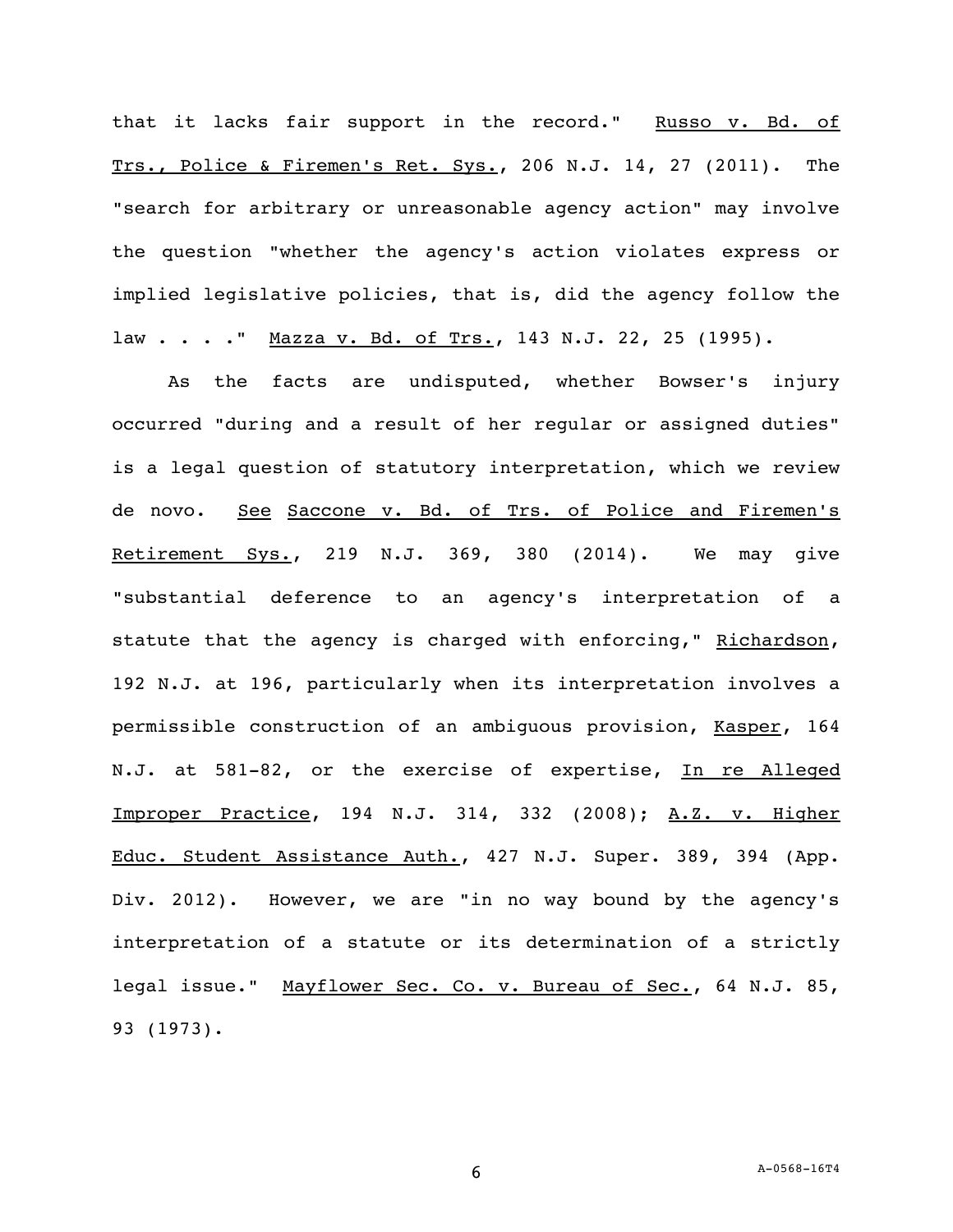that it lacks fair support in the record." Russo v. Bd. of Trs., Police & Firemen's Ret. Sys., 206 N.J. 14, 27 (2011). The "search for arbitrary or unreasonable agency action" may involve the question "whether the agency's action violates express or implied legislative policies, that is, did the agency follow the law . . . ." Mazza v. Bd. of Trs., 143 N.J. 22, 25 (1995).

As the facts are undisputed, whether Bowser's injury occurred "during and a result of her regular or assigned duties" is a legal question of statutory interpretation, which we review de novo. See Saccone v. Bd. of Trs. of Police and Firemen's Retirement Sys., 219 N.J. 369, 380 (2014). We may give "substantial deference to an agency's interpretation of a statute that the agency is charged with enforcing," Richardson, 192 N.J. at 196, particularly when its interpretation involves a permissible construction of an ambiguous provision, Kasper, 164 N.J. at 581-82, or the exercise of expertise, In re Alleged Improper Practice, 194 N.J. 314, 332 (2008); A.Z. v. Higher Educ. Student Assistance Auth., 427 N.J. Super. 389, 394 (App. Div. 2012). However, we are "in no way bound by the agency's interpretation of a statute or its determination of a strictly legal issue." Mayflower Sec. Co. v. Bureau of Sec., 64 N.J. 85, 93 (1973).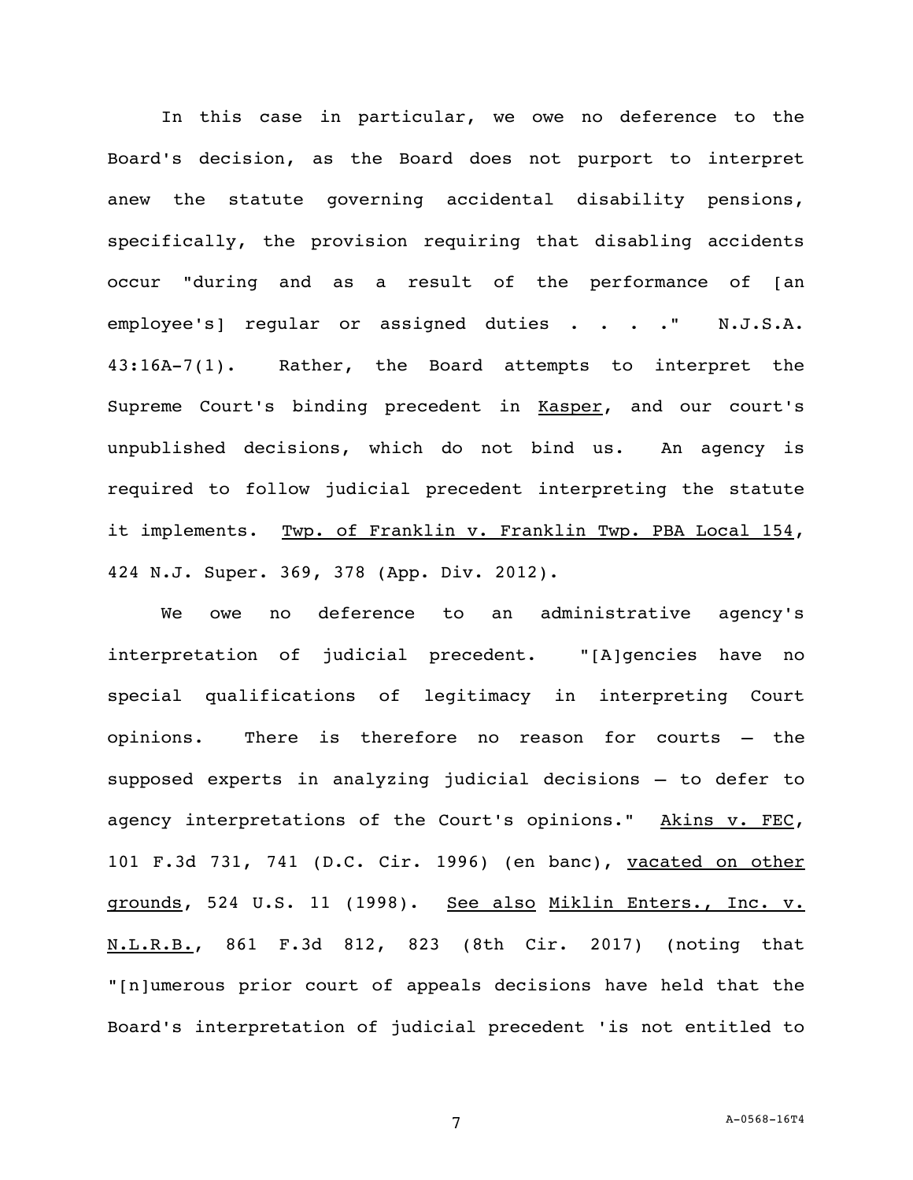In this case in particular, we owe no deference to the Board's decision, as the Board does not purport to interpret anew the statute governing accidental disability pensions, specifically, the provision requiring that disabling accidents occur "during and as a result of the performance of [an employee's] regular or assigned duties . . . ." N.J.S.A. 43:16A-7(1). Rather, the Board attempts to interpret the Supreme Court's binding precedent in Kasper, and our court's unpublished decisions, which do not bind us. An agency is required to follow judicial precedent interpreting the statute it implements. Twp. of Franklin v. Franklin Twp. PBA Local 154, 424 N.J. Super. 369, 378 (App. Div. 2012).

We owe no deference to an administrative agency's interpretation of judicial precedent. "[A]gencies have no special qualifications of legitimacy in interpreting Court opinions. There is therefore no reason for courts – the supposed experts in analyzing judicial decisions – to defer to agency interpretations of the Court's opinions." Akins v. FEC, 101 F.3d 731, 741 (D.C. Cir. 1996) (en banc), vacated on other grounds, 524 U.S. 11 (1998). See also Miklin Enters., Inc. v. N.L.R.B., 861 F.3d 812, 823 (8th Cir. 2017) (noting that "[n]umerous prior court of appeals decisions have held that the Board's interpretation of judicial precedent 'is not entitled to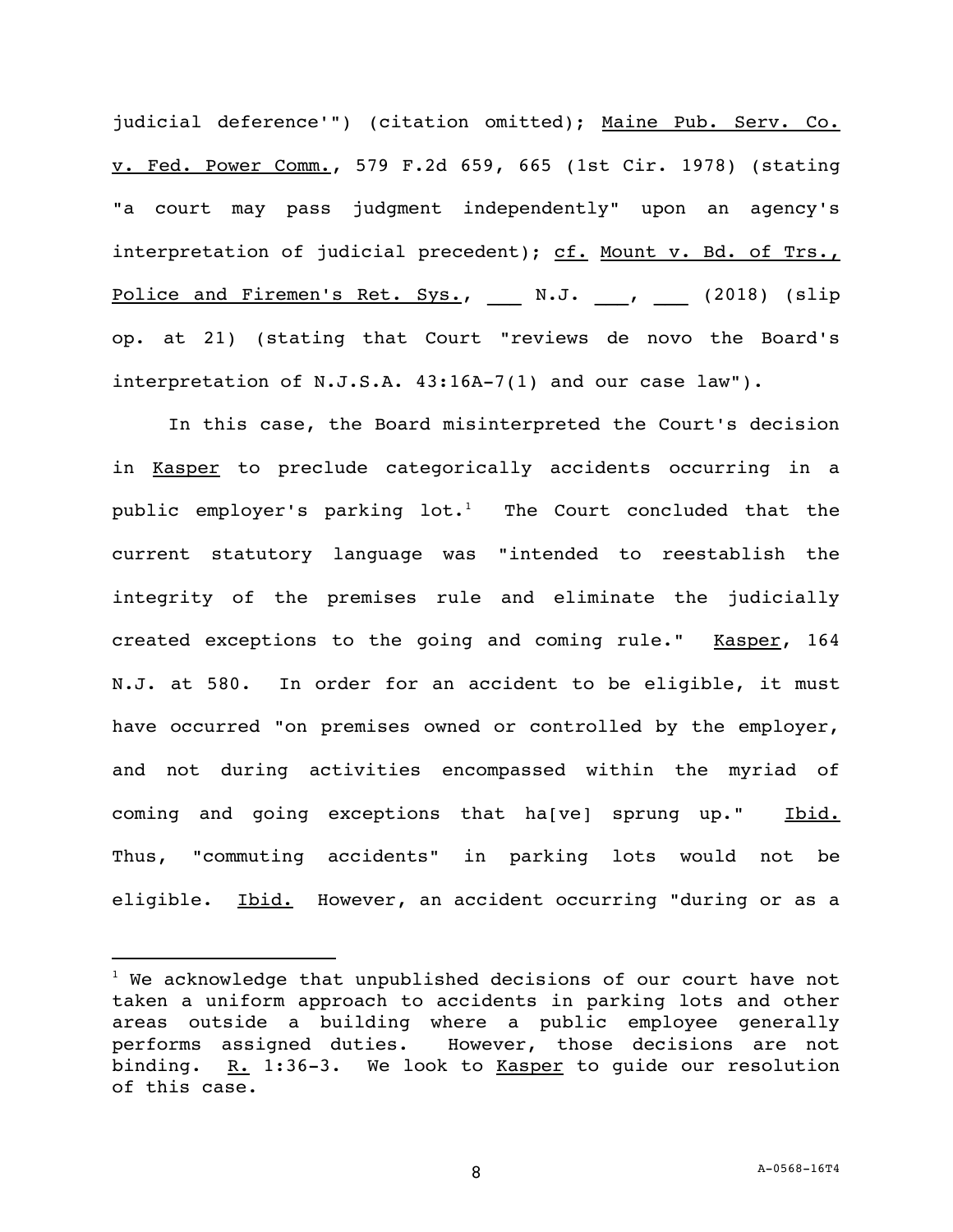judicial deference'") (citation omitted); Maine Pub. Serv. Co. v. Fed. Power Comm., 579 F.2d 659, 665 (1st Cir. 1978) (stating "a court may pass judgment independently" upon an agency's interpretation of judicial precedent); cf. Mount v. Bd. of Trs., Police and Firemen's Ret. Sys., ___ N.J. ___, ___ (2018) (slip op. at 21) (stating that Court "reviews de novo the Board's interpretation of N.J.S.A. 43:16A-7(1) and our case law").

In this case, the Board misinterpreted the Court's decision in Kasper to preclude categorically accidents occurring in a public employer's parking lot.[1] The Court concluded that the current statutory language was "intended to reestablish the integrity of the premises rule and eliminate the judicially created exceptions to the going and coming rule." Kasper, 164 N.J. at 580. In order for an accident to be eligible, it must have occurred "on premises owned or controlled by the employer, and not during activities encompassed within the myriad of coming and going exceptions that ha[ve] sprung up." Ibid. Thus, "commuting accidents" in parking lots would not be eligible. Ibid. However, an accident occurring "during or as a

[1] We acknowledge that unpublished decisions of our court have not taken a uniform approach to accidents in parking lots and other areas outside a building where a public employee generally performs assigned duties. However, those decisions are not binding. R. 1:36-3. We look to Kasper to guide our resolution of this case.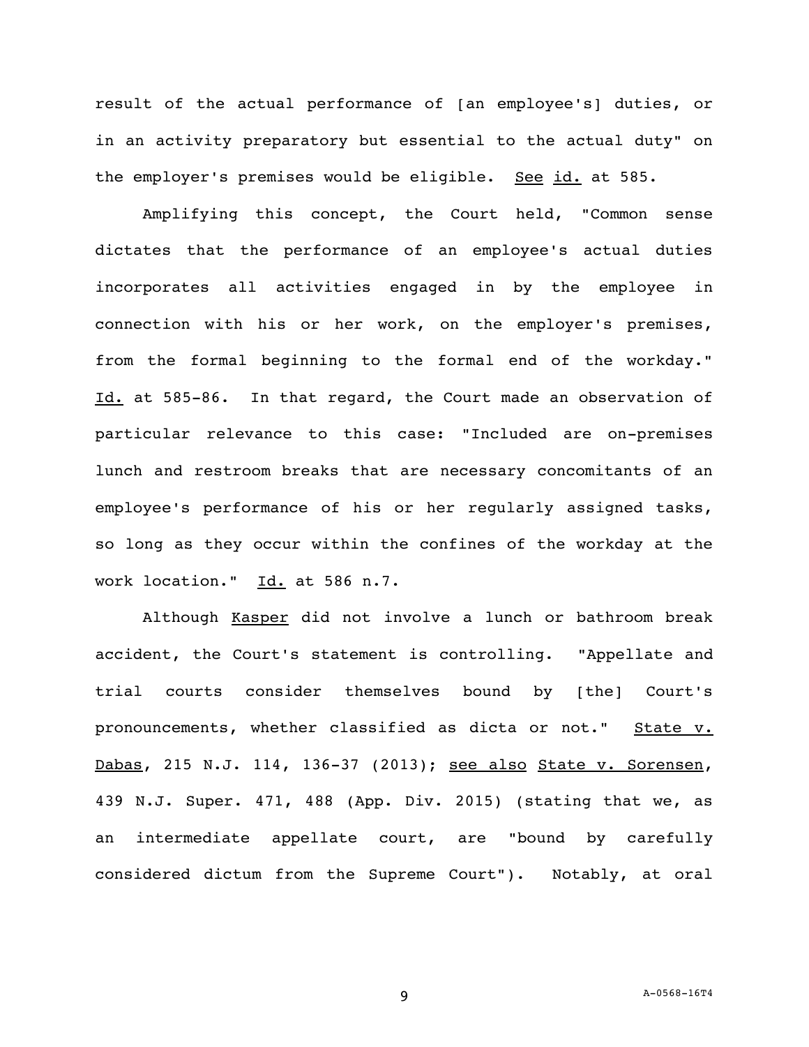result of the actual performance of [an employee's] duties, or in an activity preparatory but essential to the actual duty" on the employer's premises would be eligible. See id. at 585.

Amplifying this concept, the Court held, "Common sense dictates that the performance of an employee's actual duties incorporates all activities engaged in by the employee in connection with his or her work, on the employer's premises, from the formal beginning to the formal end of the workday." Id. at 585-86. In that regard, the Court made an observation of particular relevance to this case: "Included are on-premises lunch and restroom breaks that are necessary concomitants of an employee's performance of his or her regularly assigned tasks, so long as they occur within the confines of the workday at the work location." Id. at 586 n.7.

Although Kasper did not involve a lunch or bathroom break accident, the Court's statement is controlling. "Appellate and trial courts consider themselves bound by [the] Court's pronouncements, whether classified as dicta or not." State v. Dabas, 215 N.J. 114, 136-37 (2013); see also State v. Sorensen, 439 N.J. Super. 471, 488 (App. Div. 2015) (stating that we, as an intermediate appellate court, are "bound by carefully considered dictum from the Supreme Court"). Notably, at oral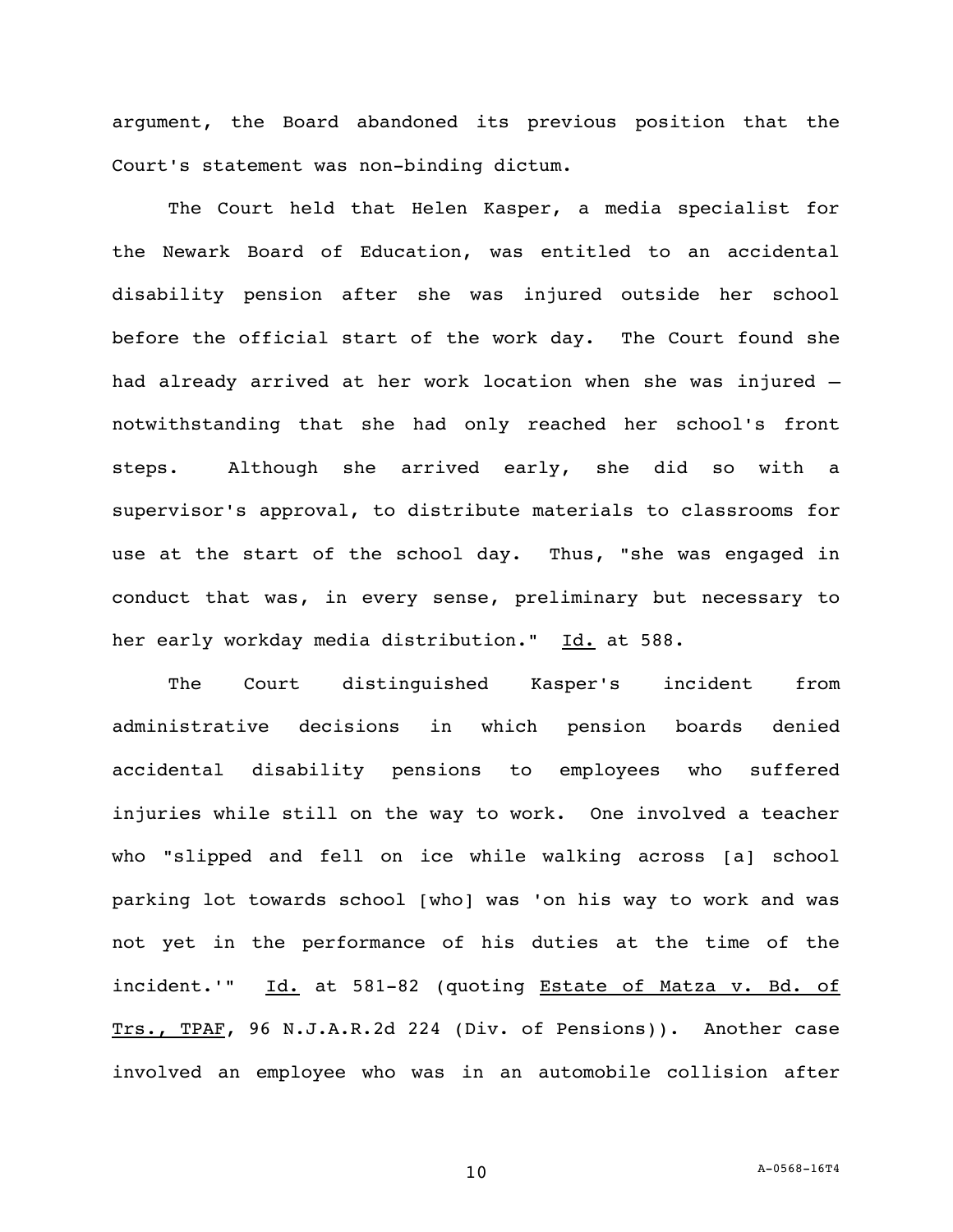argument, the Board abandoned its previous position that the Court's statement was non-binding dictum.

The Court held that Helen Kasper, a media specialist for the Newark Board of Education, was entitled to an accidental disability pension after she was injured outside her school before the official start of the work day. The Court found she had already arrived at her work location when she was injured – notwithstanding that she had only reached her school's front steps. Although she arrived early, she did so with a supervisor's approval, to distribute materials to classrooms for use at the start of the school day. Thus, "she was engaged in conduct that was, in every sense, preliminary but necessary to her early workday media distribution." Id. at 588.

The Court distinguished Kasper's incident from administrative decisions in which pension boards denied accidental disability pensions to employees who suffered injuries while still on the way to work. One involved a teacher who "slipped and fell on ice while walking across [a] school parking lot towards school [who] was 'on his way to work and was not yet in the performance of his duties at the time of the incident.'" Id. at 581-82 (quoting Estate of Matza v. Bd. of Trs., TPAF, 96 N.J.A.R.2d 224 (Div. of Pensions)). Another case involved an employee who was in an automobile collision after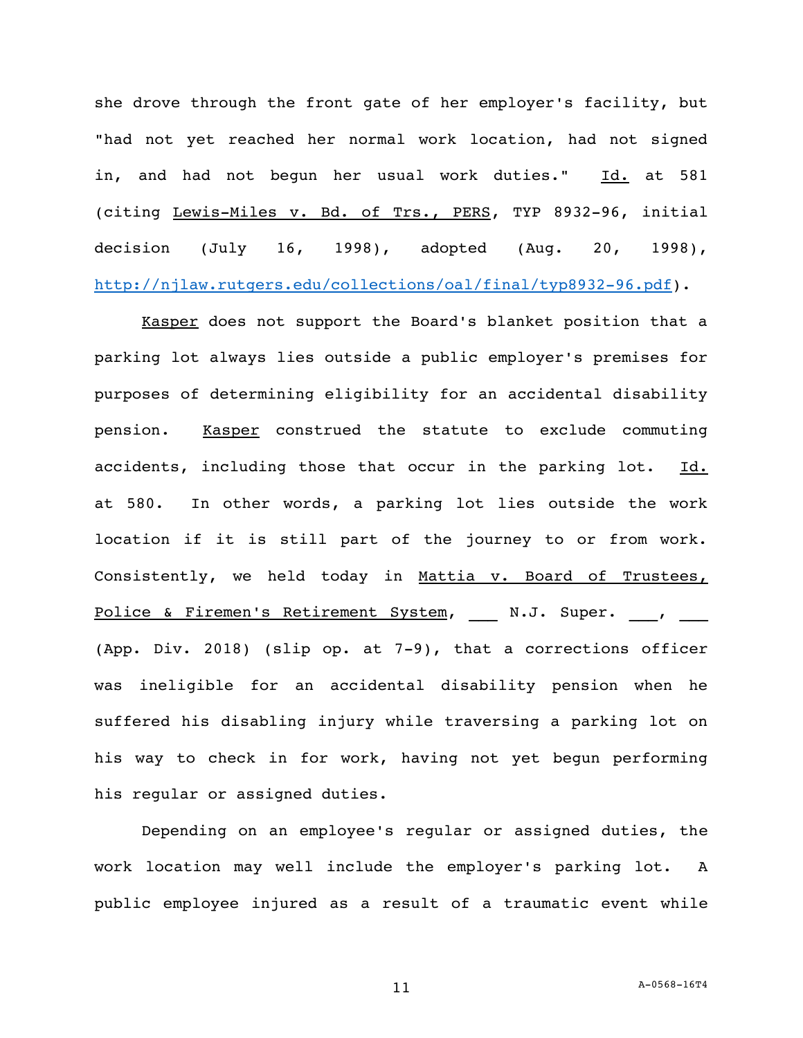she drove through the front gate of her employer's facility, but "had not yet reached her normal work location, had not signed in, and had not begun her usual work duties." Id. at 581 (citing Lewis-Miles v. Bd. of Trs., PERS, TYP 8932-96, initial decision (July 16, 1998), adopted (Aug. 20, 1998), http://njlaw.rutgers.edu/collections/oal/final/typ8932-96.pdf).

Kasper does not support the Board's blanket position that a parking lot always lies outside a public employer's premises for purposes of determining eligibility for an accidental disability pension. Kasper construed the statute to exclude commuting accidents, including those that occur in the parking lot. Id. at 580. In other words, a parking lot lies outside the work location if it is still part of the journey to or from work. Consistently, we held today in Mattia v. Board of Trustees, Police & Firemen's Retirement System, ___ N.J. Super. ___, ___ (App. Div. 2018) (slip op. at 7-9), that a corrections officer was ineligible for an accidental disability pension when he suffered his disabling injury while traversing a parking lot on his way to check in for work, having not yet begun performing his regular or assigned duties.

Depending on an employee's regular or assigned duties, the work location may well include the employer's parking lot. A public employee injured as a result of a traumatic event while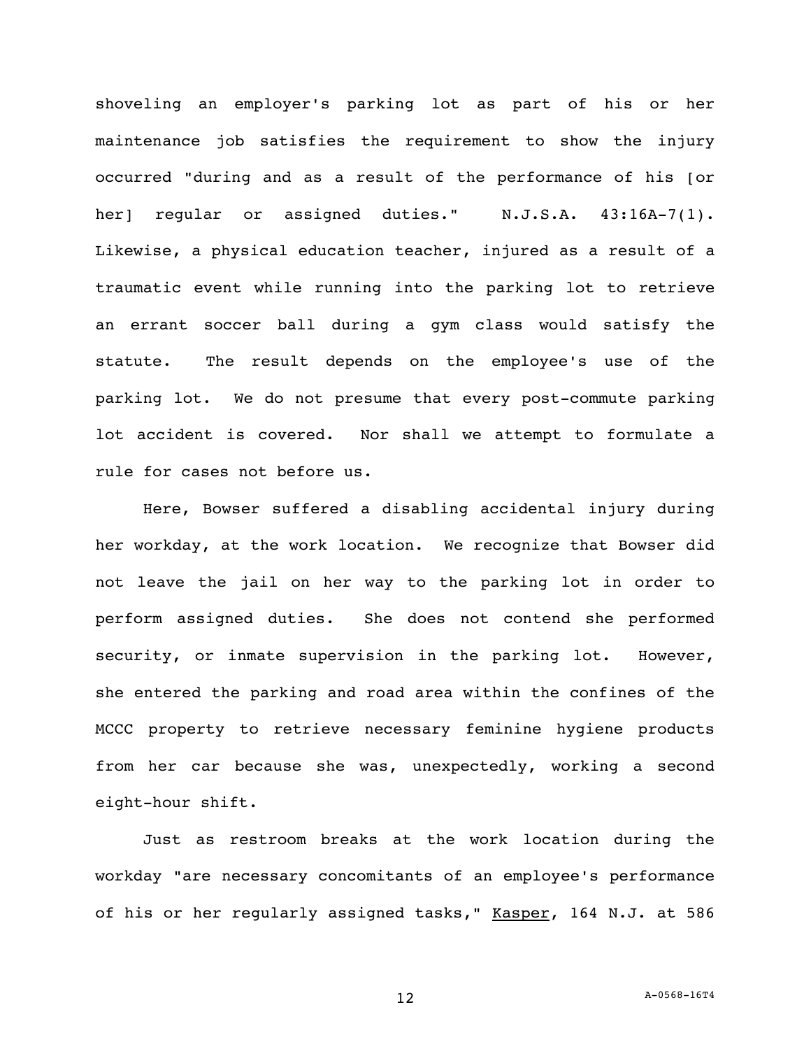shoveling an employer's parking lot as part of his or her maintenance job satisfies the requirement to show the injury occurred "during and as a result of the performance of his [or her] regular or assigned duties." N.J.S.A. 43:16A-7(1). Likewise, a physical education teacher, injured as a result of a traumatic event while running into the parking lot to retrieve an errant soccer ball during a gym class would satisfy the statute. The result depends on the employee's use of the parking lot. We do not presume that every post-commute parking lot accident is covered. Nor shall we attempt to formulate a rule for cases not before us.

Here, Bowser suffered a disabling accidental injury during her workday, at the work location. We recognize that Bowser did not leave the jail on her way to the parking lot in order to perform assigned duties. She does not contend she performed security, or inmate supervision in the parking lot. However, she entered the parking and road area within the confines of the MCCC property to retrieve necessary feminine hygiene products from her car because she was, unexpectedly, working a second eight-hour shift.

Just as restroom breaks at the work location during the workday "are necessary concomitants of an employee's performance of his or her regularly assigned tasks," Kasper, 164 N.J. at 586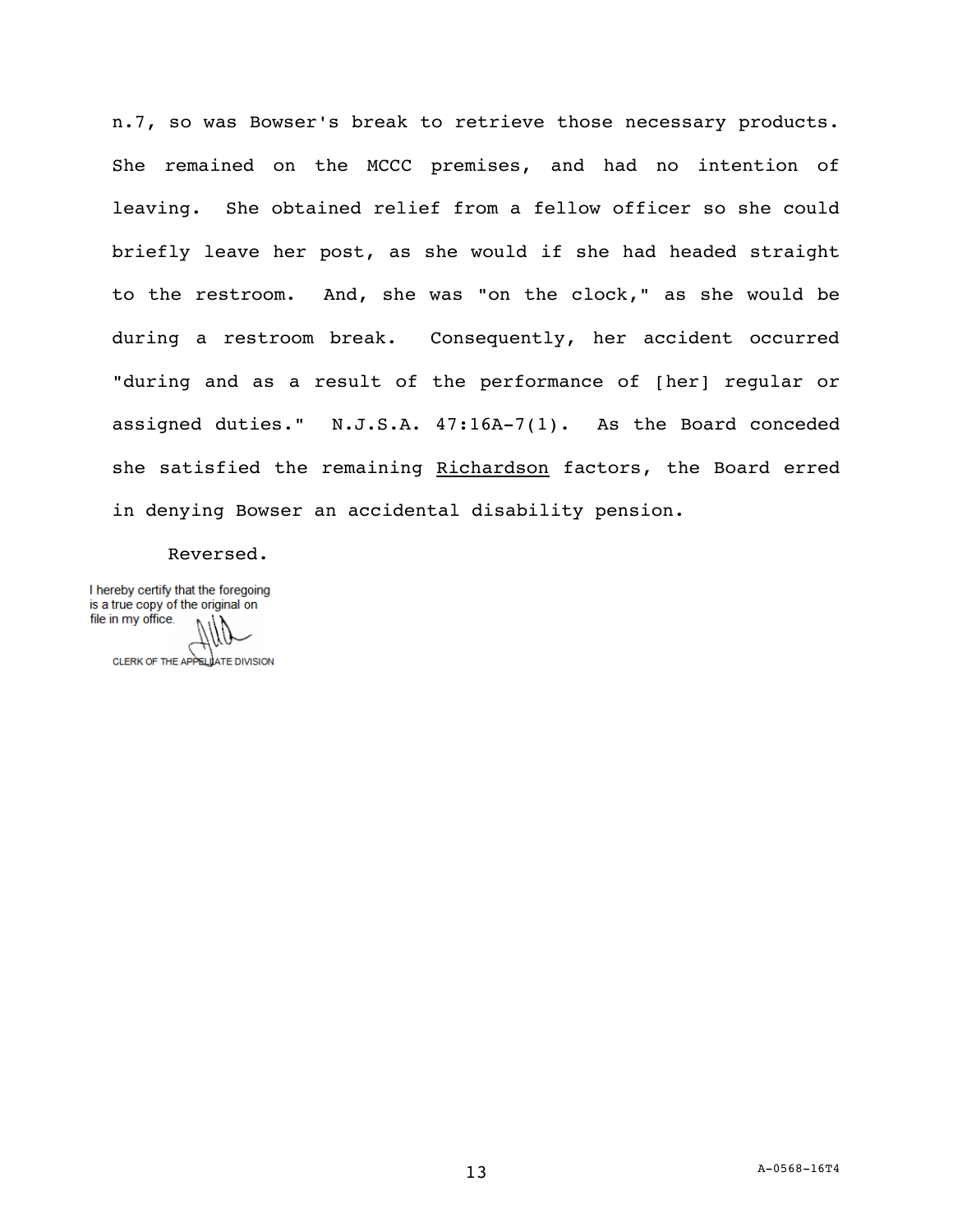n.7, so was Bowser's break to retrieve those necessary products. She remained on the MCCC premises, and had no intention of leaving. She obtained relief from a fellow officer so she could briefly leave her post, as she would if she had headed straight to the restroom. And, she was "on the clock," as she would be during a restroom break. Consequently, her accident occurred "during and as a result of the performance of [her] regular or assigned duties." N.J.S.A. 47:16A-7(1). As the Board conceded she satisfied the remaining Richardson factors, the Board erred in denying Bowser an accidental disability pension.

Reversed.

I hereby certify that the foregoing is a true copy of the original on file in my office.

CLERK OF THE APPELLATE DIVISION